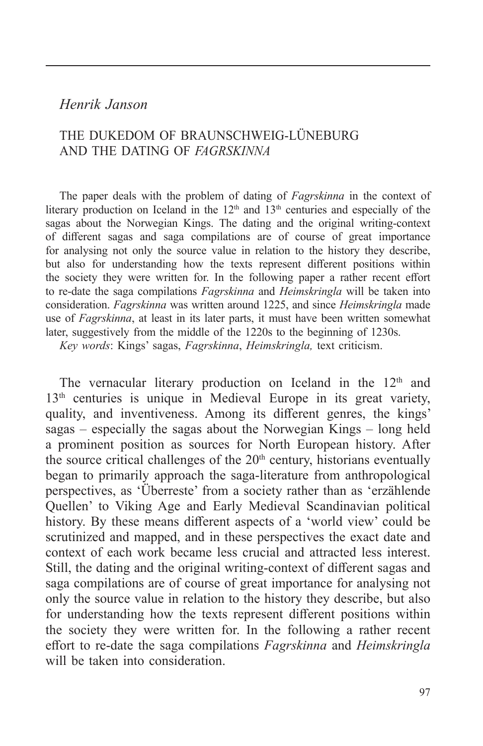*Henrik Janson*

# THE DUKEDOM OF BRAUNSCHWEIG-LÜNEBURG AND THE DATING OF *FAGRSKINNA*

The paper deals with the problem of dating of *Fagrskinna* in the context of literary production on Iceland in the 12th and 13th centuries and especially of the sagas about the Norwegian Kings. The dating and the original writing-context of different sagas and saga compilations are of course of great importance for analysing not only the source value in relation to the history they describe, but also for understanding how the texts represent different positions within the society they were written for. In the following paper a rather recent effort to re-date the saga compilations *Fagrskinna* and *Heimskringla* will be taken into consideration. *Fagrskinna* was written around 1225, and since *Heimskringla* made use of *Fagrskinna*, at least in its later parts, it must have been written somewhat later, suggestively from the middle of the 1220s to the beginning of 1230s.

*Key words*: Kings' sagas, *Fagrskinna*, *Heimskringla,* text criticism.

The vernacular literary production on Iceland in the 12th and 13th centuries is unique in Medieval Europe in its great variety, quality, and inventiveness. Among its different genres, the kings' sagas – especially the sagas about the Norwegian Kings – long held a prominent position as sources for North European history. After the source critical challenges of the 20th century, historians eventually began to primarily approach the saga-literature from anthropological perspectives, as 'Überreste' from a society rather than as 'erzählende Quellen' to Viking Age and Early Medieval Scandinavian political history. By these means different aspects of a 'world view' could be scrutinized and mapped, and in these perspectives the exact date and context of each work became less crucial and attracted less interest. Still, the dating and the original writing-context of different sagas and saga compilations are of course of great importance for analysing not only the source value in relation to the history they describe, but also for understanding how the texts represent different positions within the society they were written for. In the following a rather recent effort to re-date the saga compilations *Fagrskinna* and *Heimskringla* will be taken into consideration.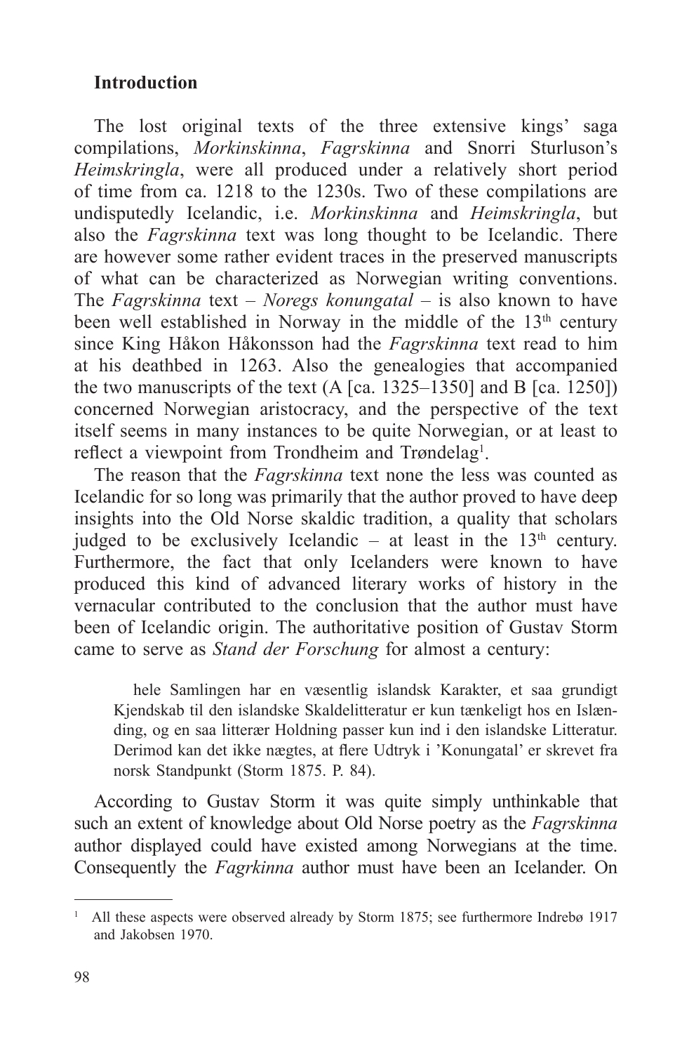## Introduction

The lost original texts of the three extensive kings' saga compilations, *Morkinskinna*, *Fagrskinna* and Snorri Sturluson's *Heimskringla*, were all produced under a relatively short period of time from ca. 1218 to the 1230s. Two of these compilations are undisputedly Icelandic, i.e. *Morkinskinna* and *Heimskringla*, but also the *Fagrskinna* text was long thought to be Icelandic. There are however some rather evident traces in the preserved manuscripts of what can be characterized as Norwegian writing conventions. The *Fagrskinna* text – *Noregs konungatal* – is also known to have been well established in Norway in the middle of the 13th century since King Håkon Håkonsson had the *Fagrskinna* text read to him at his deathbed in 1263. Also the genealogies that accompanied the two manuscripts of the text (A [ca. 1325–1350] and B [ca. 1250]) concerned Norwegian aristocracy, and the perspective of the text itself seems in many instances to be quite Norwegian, or at least to reflect a viewpoint from Trondheim and Trøndelag[1].

The reason that the *Fagrskinna* text none the less was counted as Icelandic for so long was primarily that the author proved to have deep insights into the Old Norse skaldic tradition, a quality that scholars judged to be exclusively Icelandic – at least in the 13th century. Furthermore, the fact that only Icelanders were known to have produced this kind of advanced literary works of history in the vernacular contributed to the conclusion that the author must have been of Icelandic origin. The authoritative position of Gustav Storm came to serve as *Stand der Forschung* for almost a century:

> hele Samlingen har en væsentlig islandsk Karakter, et saa grundigt Kjendskab til den islandske Skaldelitteratur er kun tænkeligt hos en Islænding, og en saa litterær Holdning passer kun ind i den islandske Litteratur. Derimod kan det ikke nægtes, at flere Udtryk i 'Konungatal' er skrevet fra norsk Standpunkt (Storm 1875. P. 84).

According to Gustav Storm it was quite simply unthinkable that such an extent of knowledge about Old Norse poetry as the *Fagrskinna* author displayed could have existed among Norwegians at the time. Consequently the *Fagrkinna* author must have been an Icelander. On

---

[1] All these aspects were observed already by Storm 1875; see furthermore Indrebø 1917 and Jakobsen 1970.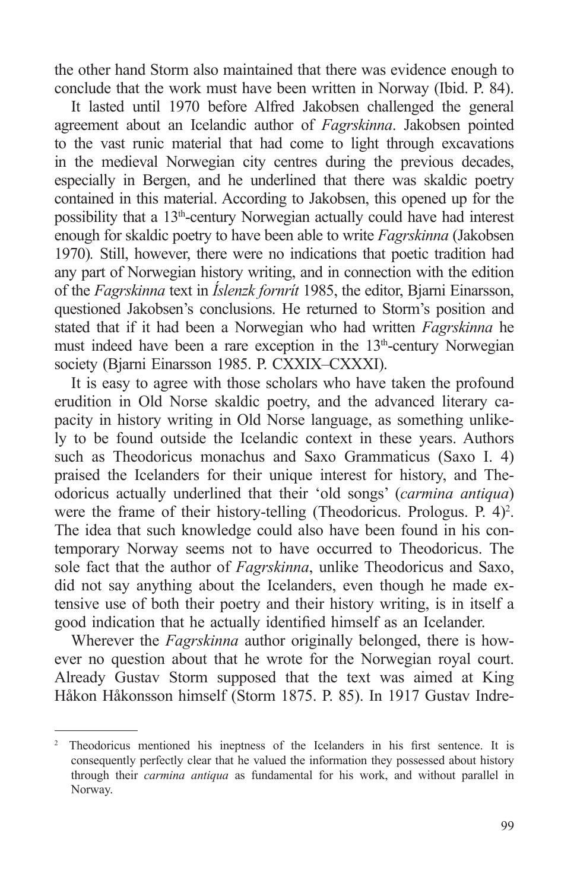the other hand Storm also maintained that there was evidence enough to conclude that the work must have been written in Norway (Ibid. P. 84).

It lasted until 1970 before Alfred Jakobsen challenged the general agreement about an Icelandic author of *Fagrskinna*. Jakobsen pointed to the vast runic material that had come to light through excavations in the medieval Norwegian city centres during the previous decades, especially in Bergen, and he underlined that there was skaldic poetry contained in this material. According to Jakobsen, this opened up for the possibility that a 13th-century Norwegian actually could have had interest enough for skaldic poetry to have been able to write *Fagrskinna* (Jakobsen 1970). Still, however, there were no indications that poetic tradition had any part of Norwegian history writing, and in connection with the edition of the *Fagrskinna* text in *Íslenzk fornrít* 1985, the editor, Bjarni Einarsson, questioned Jakobsen's conclusions. He returned to Storm's position and stated that if it had been a Norwegian who had written *Fagrskinna* he must indeed have been a rare exception in the 13th-century Norwegian society (Bjarni Einarsson 1985. P. CXXIX–CXXXI).

It is easy to agree with those scholars who have taken the profound erudition in Old Norse skaldic poetry, and the advanced literary capacity in history writing in Old Norse language, as something unlikely to be found outside the Icelandic context in these years. Authors such as Theodoricus monachus and Saxo Grammaticus (Saxo I. 4) praised the Icelanders for their unique interest for history, and Theodoricus actually underlined that their 'old songs' (*carmina antiqua*) were the frame of their history-telling (Theodoricus. Prologus. P. 4)[2]. The idea that such knowledge could also have been found in his contemporary Norway seems not to have occurred to Theodoricus. The sole fact that the author of *Fagrskinna*, unlike Theodoricus and Saxo, did not say anything about the Icelanders, even though he made extensive use of both their poetry and their history writing, is in itself a good indication that he actually identified himself as an Icelander.

Wherever the *Fagrskinna* author originally belonged, there is however no question about that he wrote for the Norwegian royal court. Already Gustav Storm supposed that the text was aimed at King Håkon Håkonsson himself (Storm 1875. P. 85). In 1917 Gustav Indre-

---

[2] Theodoricus mentioned his ineptness of the Icelanders in his first sentence. It is consequently perfectly clear that he valued the information they possessed about history through their *carmina antiqua* as fundamental for his work, and without parallel in Norway.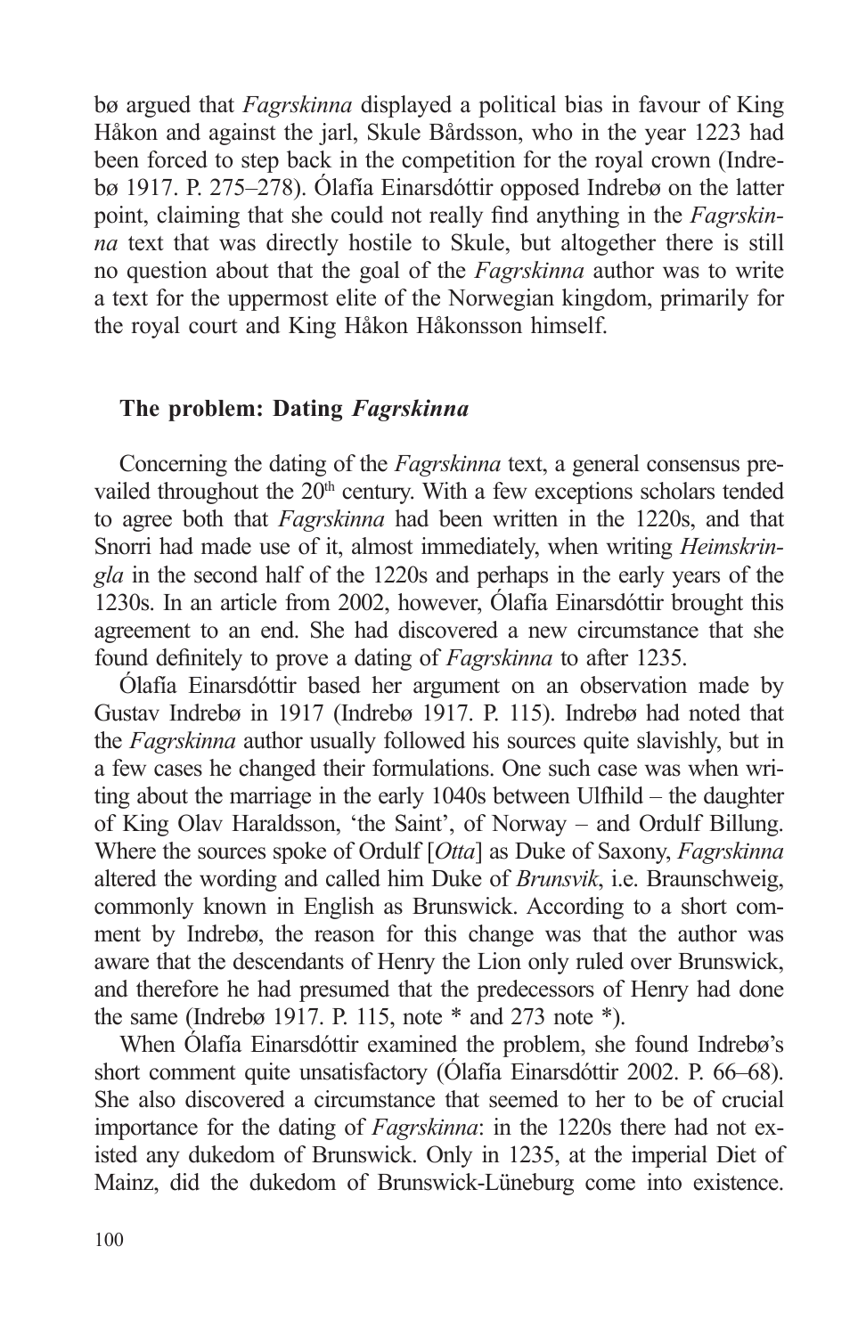bø argued that *Fagrskinna* displayed a political bias in favour of King Håkon and against the jarl, Skule Bårdsson, who in the year 1223 had been forced to step back in the competition for the royal crown (Indrebø 1917. P. 275–278). Ólafía Einarsdóttir opposed Indrebø on the latter point, claiming that she could not really find anything in the *Fagrskinna* text that was directly hostile to Skule, but altogether there is still no question about that the goal of the *Fagrskinna* author was to write a text for the uppermost elite of the Norwegian kingdom, primarily for the royal court and King Håkon Håkonsson himself.

## The problem: Dating *Fagrskinna*

Concerning the dating of the *Fagrskinna* text, a general consensus prevailed throughout the 20th century. With a few exceptions scholars tended to agree both that *Fagrskinna* had been written in the 1220s, and that Snorri had made use of it, almost immediately, when writing *Heimskringla* in the second half of the 1220s and perhaps in the early years of the 1230s. In an article from 2002, however, Ólafía Einarsdóttir brought this agreement to an end. She had discovered a new circumstance that she found definitely to prove a dating of *Fagrskinna* to after 1235.

Ólafía Einarsdóttir based her argument on an observation made by Gustav Indrebø in 1917 (Indrebø 1917. P. 115). Indrebø had noted that the *Fagrskinna* author usually followed his sources quite slavishly, but in a few cases he changed their formulations. One such case was when writing about the marriage in the early 1040s between Ulfhild – the daughter of King Olav Haraldsson, 'the Saint', of Norway – and Ordulf Billung. Where the sources spoke of Ordulf [*Otta*] as Duke of Saxony, *Fagrskinna* altered the wording and called him Duke of *Brunsvik*, i.e. Braunschweig, commonly known in English as Brunswick. According to a short comment by Indrebø, the reason for this change was that the author was aware that the descendants of Henry the Lion only ruled over Brunswick, and therefore he had presumed that the predecessors of Henry had done the same (Indrebø 1917. P. 115, note * and 273 note *).

When Ólafía Einarsdóttir examined the problem, she found Indrebø's short comment quite unsatisfactory (Ólafía Einarsdóttir 2002. P. 66–68). She also discovered a circumstance that seemed to her to be of crucial importance for the dating of *Fagrskinna*: in the 1220s there had not existed any dukedom of Brunswick. Only in 1235, at the imperial Diet of Mainz, did the dukedom of Brunswick-Lüneburg come into existence.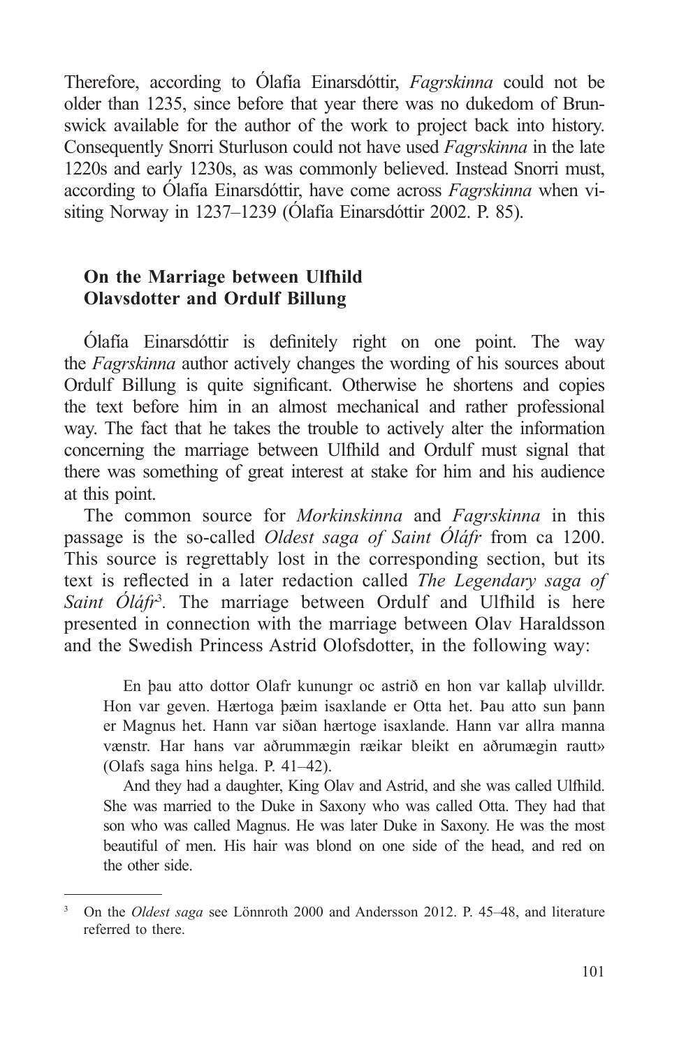Therefore, according to Ólafía Einarsdóttir, *Fagrskinna* could not be older than 1235, since before that year there was no dukedom of Brunswick available for the author of the work to project back into history. Consequently Snorri Sturluson could not have used *Fagrskinna* in the late 1220s and early 1230s, as was commonly believed. Instead Snorri must, according to Ólafía Einarsdóttir, have come across *Fagrskinna* when visiting Norway in 1237–1239 (Ólafía Einarsdóttir 2002. P. 85).

## On the Marriage between Ulfhild Olavsdotter and Ordulf Billung

Ólafía Einarsdóttir is definitely right on one point. The way the *Fagrskinna* author actively changes the wording of his sources about Ordulf Billung is quite significant. Otherwise he shortens and copies the text before him in an almost mechanical and rather professional way. The fact that he takes the trouble to actively alter the information concerning the marriage between Ulfhild and Ordulf must signal that there was something of great interest at stake for him and his audience at this point.

The common source for *Morkinskinna* and *Fagrskinna* in this passage is the so-called *Oldest saga of Saint Óláfr* from ca 1200. This source is regrettably lost in the corresponding section, but its text is reflected in a later redaction called *The Legendary saga of Saint Óláfr*[3]. The marriage between Ordulf and Ulfhild is here presented in connection with the marriage between Olav Haraldsson and the Swedish Princess Astrid Olofsdotter, in the following way:

> En þau atto dottor Olafr kunungr oc astrið en hon var kallaþ ulvilldr. Hon var geven. Hærtoga þæim isaxlande er Otta het. Þau atto sun þann er Magnus het. Hann var siðan hærtoge isaxlande. Hann var allra manna vænstr. Har hans var aðrummægin ræikar bleikt en aðrumægin rautt» (Olafs saga hins helga. P. 41–42).
>
> And they had a daughter, King Olav and Astrid, and she was called Ulfhild. She was married to the Duke in Saxony who was called Otta. They had that son who was called Magnus. He was later Duke in Saxony. He was the most beautiful of men. His hair was blond on one side of the head, and red on the other side.

---

[3] On the *Oldest saga* see Lönnroth 2000 and Andersson 2012. P. 45–48, and literature referred to there.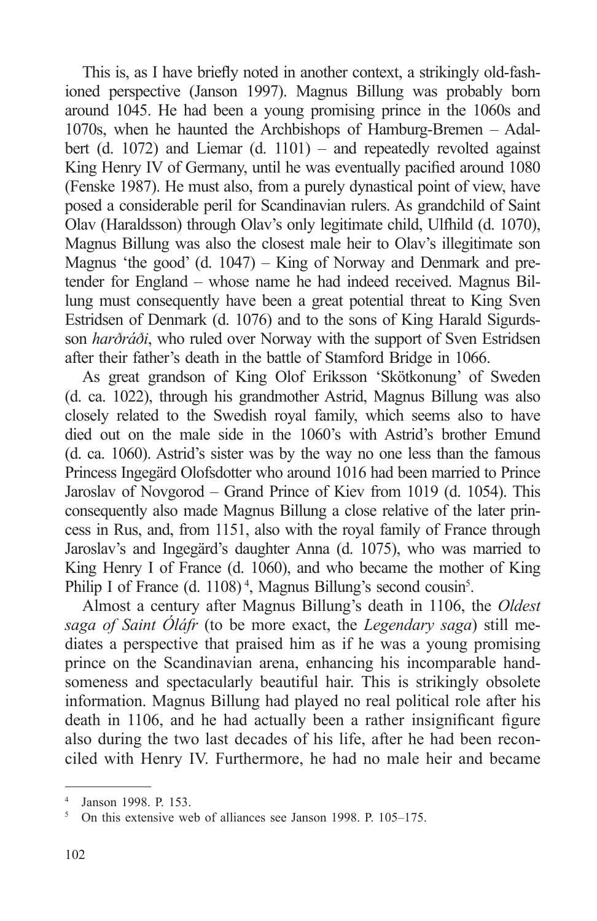This is, as I have briefly noted in another context, a strikingly old-fashioned perspective (Janson 1997). Magnus Billung was probably born around 1045. He had been a young promising prince in the 1060s and 1070s, when he haunted the Archbishops of Hamburg-Bremen – Adalbert (d. 1072) and Liemar (d. 1101) – and repeatedly revolted against King Henry IV of Germany, until he was eventually pacified around 1080 (Fenske 1987). He must also, from a purely dynastical point of view, have posed a considerable peril for Scandinavian rulers. As grandchild of Saint Olav (Haraldsson) through Olav's only legitimate child, Ulfhild (d. 1070), Magnus Billung was also the closest male heir to Olav's illegitimate son Magnus 'the good' (d. 1047) – King of Norway and Denmark and pretender for England – whose name he had indeed received. Magnus Billung must consequently have been a great potential threat to King Sven Estridsen of Denmark (d. 1076) and to the sons of King Harald Sigurdsson *harðráði*, who ruled over Norway with the support of Sven Estridsen after their father's death in the battle of Stamford Bridge in 1066.

As great grandson of King Olof Eriksson 'Skötkonung' of Sweden (d. ca. 1022), through his grandmother Astrid, Magnus Billung was also closely related to the Swedish royal family, which seems also to have died out on the male side in the 1060's with Astrid's brother Emund (d. ca. 1060). Astrid's sister was by the way no one less than the famous Princess Ingegärd Olofsdotter who around 1016 had been married to Prince Jaroslav of Novgorod – Grand Prince of Kiev from 1019 (d. 1054). This consequently also made Magnus Billung a close relative of the later princess in Rus, and, from 1151, also with the royal family of France through Jaroslav's and Ingegärd's daughter Anna (d. 1075), who was married to King Henry I of France (d. 1060), and who became the mother of King Philip I of France (d. 1108) [4], Magnus Billung's second cousin[5].

Almost a century after Magnus Billung's death in 1106, the *Oldest saga of Saint Óláfr* (to be more exact, the *Legendary saga*) still mediates a perspective that praised him as if he was a young promising prince on the Scandinavian arena, enhancing his incomparable handsomeness and spectacularly beautiful hair. This is strikingly obsolete information. Magnus Billung had played no real political role after his death in 1106, and he had actually been a rather insignificant figure also during the two last decades of his life, after he had been reconciled with Henry IV. Furthermore, he had no male heir and became

---

[4] Janson 1998. P. 153.

[5] On this extensive web of alliances see Janson 1998. P. 105–175.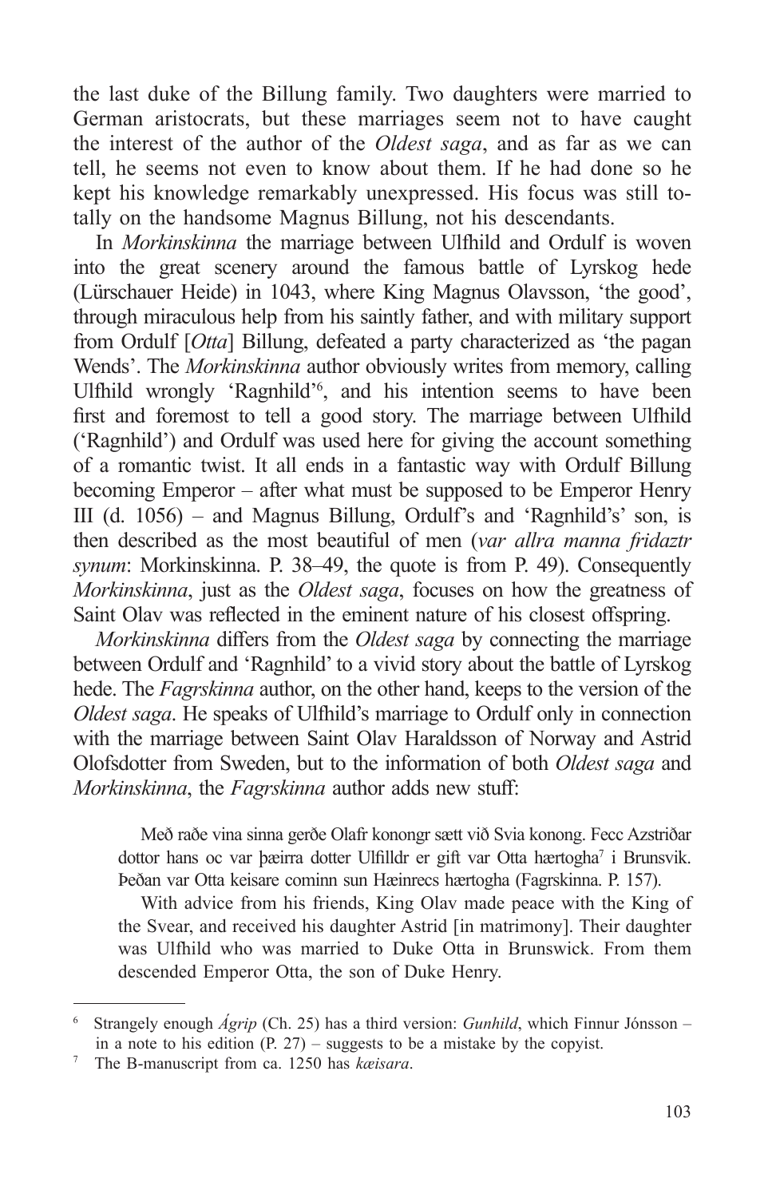the last duke of the Billung family. Two daughters were married to German aristocrats, but these marriages seem not to have caught the interest of the author of the *Oldest saga*, and as far as we can tell, he seems not even to know about them. If he had done so he kept his knowledge remarkably unexpressed. His focus was still totally on the handsome Magnus Billung, not his descendants.

In *Morkinskinna* the marriage between Ulfhild and Ordulf is woven into the great scenery around the famous battle of Lyrskog hede (Lürschauer Heide) in 1043, where King Magnus Olavsson, 'the good', through miraculous help from his saintly father, and with military support from Ordulf [*Otta*] Billung, defeated a party characterized as 'the pagan Wends'. The *Morkinskinna* author obviously writes from memory, calling Ulfhild wrongly 'Ragnhild'[6], and his intention seems to have been first and foremost to tell a good story. The marriage between Ulfhild ('Ragnhild') and Ordulf was used here for giving the account something of a romantic twist. It all ends in a fantastic way with Ordulf Billung becoming Emperor – after what must be supposed to be Emperor Henry III (d. 1056) – and Magnus Billung, Ordulf's and 'Ragnhild's' son, is then described as the most beautiful of men (*var allra manna fridaztr synum*: Morkinskinna. P. 38–49, the quote is from P. 49). Consequently *Morkinskinna*, just as the *Oldest saga*, focuses on how the greatness of Saint Olav was reflected in the eminent nature of his closest offspring.

*Morkinskinna* differs from the *Oldest saga* by connecting the marriage between Ordulf and 'Ragnhild' to a vivid story about the battle of Lyrskog hede. The *Fagrskinna* author, on the other hand, keeps to the version of the *Oldest saga*. He speaks of Ulfhild's marriage to Ordulf only in connection with the marriage between Saint Olav Haraldsson of Norway and Astrid Olofsdotter from Sweden, but to the information of both *Oldest saga* and *Morkinskinna*, the *Fagrskinna* author adds new stuff:

> Með raðe vina sinna gerðe Olafr konongr sætt við Svia konong. Fecc Azstriðar dottor hans oc var þæirra dotter Ulfilldr er gift var Otta hærtogha[7] i Brunsvik. Þeðan var Otta keisare cominn sun Hæinrecs hærtogha (Fagrskinna. P. 157).
>
> With advice from his friends, King Olav made peace with the King of the Svear, and received his daughter Astrid [in matrimony]. Their daughter was Ulfhild who was married to Duke Otta in Brunswick. From them descended Emperor Otta, the son of Duke Henry.

---

[6] Strangely enough *Ágrip* (Ch. 25) has a third version: *Gunhild*, which Finnur Jónsson – in a note to his edition (P. 27) – suggests to be a mistake by the copyist.

[7] The B-manuscript from ca. 1250 has *kæisara*.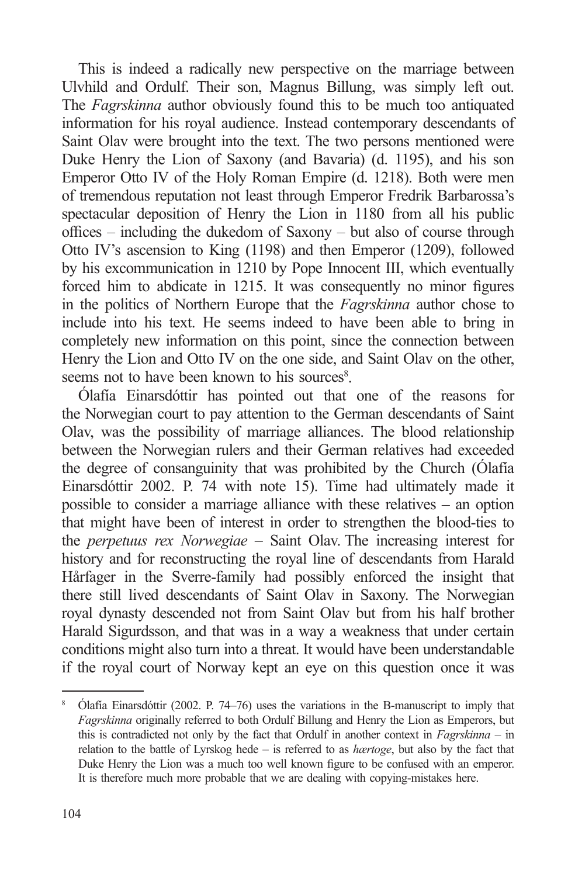This is indeed a radically new perspective on the marriage between Ulvhild and Ordulf. Their son, Magnus Billung, was simply left out. The *Fagrskinna* author obviously found this to be much too antiquated information for his royal audience. Instead contemporary descendants of Saint Olav were brought into the text. The two persons mentioned were Duke Henry the Lion of Saxony (and Bavaria) (d. 1195), and his son Emperor Otto IV of the Holy Roman Empire (d. 1218). Both were men of tremendous reputation not least through Emperor Fredrik Barbarossa's spectacular deposition of Henry the Lion in 1180 from all his public offices – including the dukedom of Saxony – but also of course through Otto IV's ascension to King (1198) and then Emperor (1209), followed by his excommunication in 1210 by Pope Innocent III, which eventually forced him to abdicate in 1215. It was consequently no minor figures in the politics of Northern Europe that the *Fagrskinna* author chose to include into his text. He seems indeed to have been able to bring in completely new information on this point, since the connection between Henry the Lion and Otto IV on the one side, and Saint Olav on the other, seems not to have been known to his sources[8].

Ólafía Einarsdóttir has pointed out that one of the reasons for the Norwegian court to pay attention to the German descendants of Saint Olav, was the possibility of marriage alliances. The blood relationship between the Norwegian rulers and their German relatives had exceeded the degree of consanguinity that was prohibited by the Church (Ólafía Einarsdóttir 2002. P. 74 with note 15). Time had ultimately made it possible to consider a marriage alliance with these relatives – an option that might have been of interest in order to strengthen the blood-ties to the *perpetuus rex Norwegiae* – Saint Olav. The increasing interest for history and for reconstructing the royal line of descendants from Harald Hårfager in the Sverre-family had possibly enforced the insight that there still lived descendants of Saint Olav in Saxony. The Norwegian royal dynasty descended not from Saint Olav but from his half brother Harald Sigurdsson, and that was in a way a weakness that under certain conditions might also turn into a threat. It would have been understandable if the royal court of Norway kept an eye on this question once it was

---

[8] Ólafía Einarsdóttir (2002. P. 74–76) uses the variations in the B-manuscript to imply that *Fagrskinna* originally referred to both Ordulf Billung and Henry the Lion as Emperors, but this is contradicted not only by the fact that Ordulf in another context in *Fagrskinna* – in relation to the battle of Lyrskog hede – is referred to as *hærtoge*, but also by the fact that Duke Henry the Lion was a much too well known figure to be confused with an emperor. It is therefore much more probable that we are dealing with copying-mistakes here.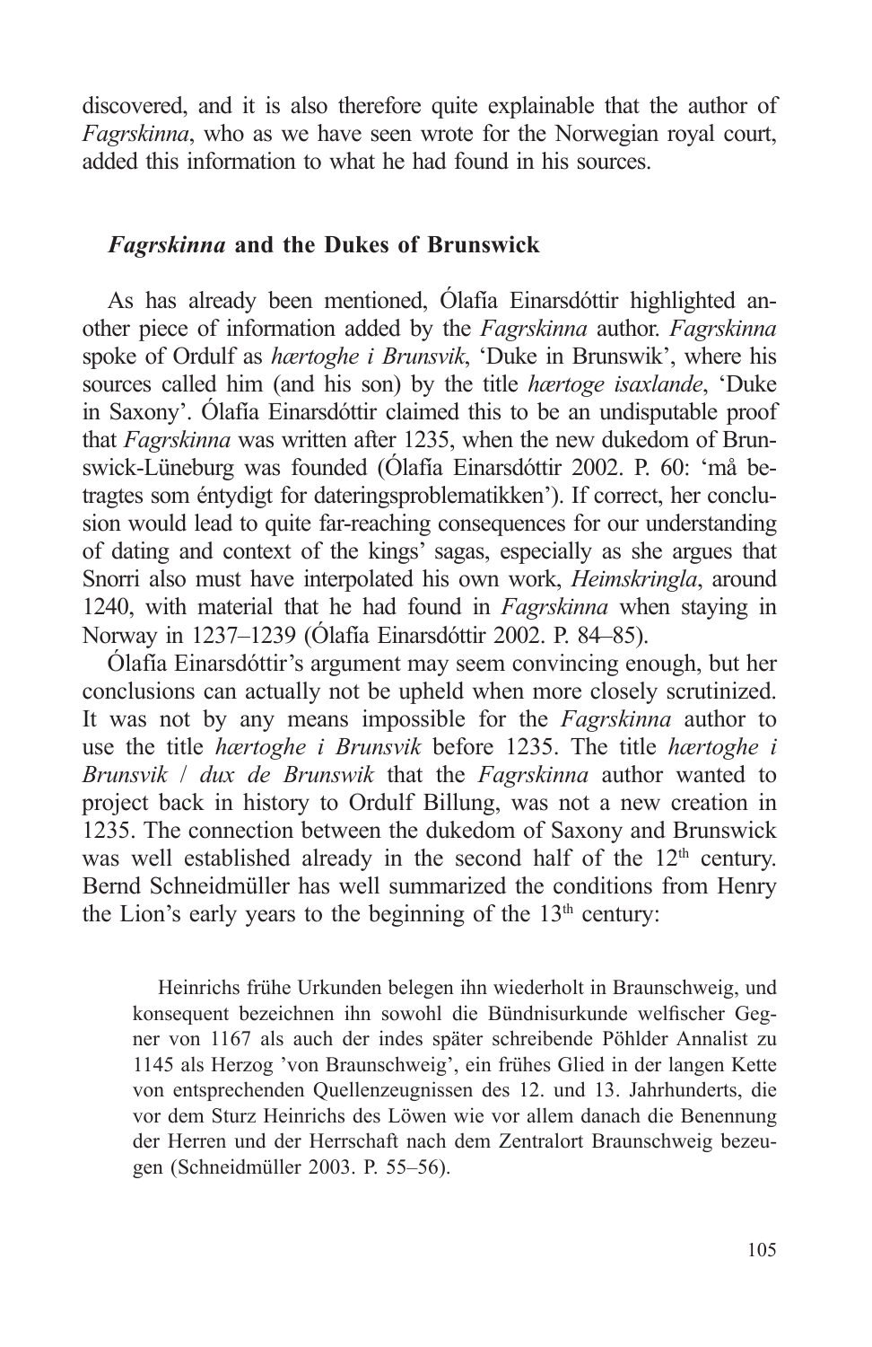discovered, and it is also therefore quite explainable that the author of *Fagrskinna*, who as we have seen wrote for the Norwegian royal court, added this information to what he had found in his sources.

## *Fagrskinna* and the Dukes of Brunswick

As has already been mentioned, Ólafía Einarsdóttir highlighted another piece of information added by the *Fagrskinna* author. *Fagrskinna* spoke of Ordulf as *hærtoghe i Brunsvik*, 'Duke in Brunswik', where his sources called him (and his son) by the title *hærtoge isaxlande*, 'Duke in Saxony'. Ólafía Einarsdóttir claimed this to be an undisputable proof that *Fagrskinna* was written after 1235, when the new dukedom of Brunswick-Lüneburg was founded (Ólafía Einarsdóttir 2002. P. 60: 'må betragtes som éntydigt for dateringsproblematikken'). If correct, her conclusion would lead to quite far-reaching consequences for our understanding of dating and context of the kings' sagas, especially as she argues that Snorri also must have interpolated his own work, *Heimskringla*, around 1240, with material that he had found in *Fagrskinna* when staying in Norway in 1237–1239 (Ólafía Einarsdóttir 2002. P. 84–85).

Ólafía Einarsdóttir's argument may seem convincing enough, but her conclusions can actually not be upheld when more closely scrutinized. It was not by any means impossible for the *Fagrskinna* author to use the title *hærtoghe i Brunsvik* before 1235. The title *hærtoghe i Brunsvik* / *dux de Brunswik* that the *Fagrskinna* author wanted to project back in history to Ordulf Billung, was not a new creation in 1235. The connection between the dukedom of Saxony and Brunswick was well established already in the second half of the 12th century. Bernd Schneidmüller has well summarized the conditions from Henry the Lion's early years to the beginning of the 13th century:

> Heinrichs frühe Urkunden belegen ihn wiederholt in Braunschweig, und konsequent bezeichnen ihn sowohl die Bündnisurkunde welfischer Gegner von 1167 als auch der indes später schreibende Pöhlder Annalist zu 1145 als Herzog 'von Braunschweig', ein frühes Glied in der langen Kette von entsprechenden Quellenzeugnissen des 12. und 13. Jahrhunderts, die vor dem Sturz Heinrichs des Löwen wie vor allem danach die Benennung der Herren und der Herrschaft nach dem Zentralort Braunschweig bezeugen (Schneidmüller 2003. P. 55–56).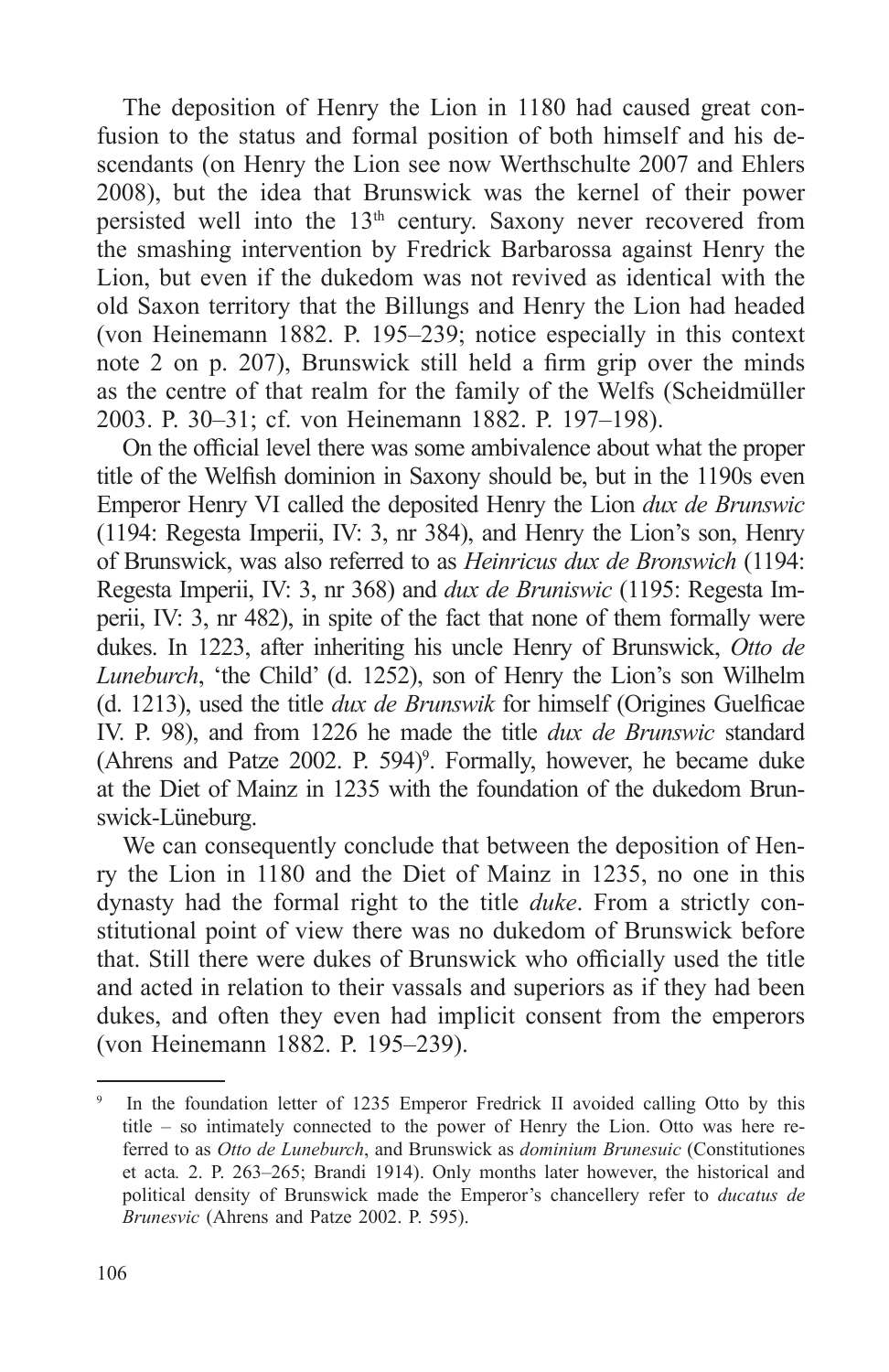The deposition of Henry the Lion in 1180 had caused great confusion to the status and formal position of both himself and his descendants (on Henry the Lion see now Werthschulte 2007 and Ehlers 2008), but the idea that Brunswick was the kernel of their power persisted well into the 13th century. Saxony never recovered from the smashing intervention by Fredrick Barbarossa against Henry the Lion, but even if the dukedom was not revived as identical with the old Saxon territory that the Billungs and Henry the Lion had headed (von Heinemann 1882. P. 195–239; notice especially in this context note 2 on p. 207), Brunswick still held a firm grip over the minds as the centre of that realm for the family of the Welfs (Scheidmüller 2003. P. 30–31; cf. von Heinemann 1882. P. 197–198).

On the official level there was some ambivalence about what the proper title of the Welfish dominion in Saxony should be, but in the 1190s even Emperor Henry VI called the deposited Henry the Lion *dux de Brunswic* (1194: Regesta Imperii, IV: 3, nr 384), and Henry the Lion's son, Henry of Brunswick, was also referred to as *Heinricus dux de Bronswich* (1194: Regesta Imperii, IV: 3, nr 368) and *dux de Bruniswic* (1195: Regesta Imperii, IV: 3, nr 482), in spite of the fact that none of them formally were dukes. In 1223, after inheriting his uncle Henry of Brunswick, *Otto de Luneburch*, 'the Child' (d. 1252), son of Henry the Lion's son Wilhelm (d. 1213), used the title *dux de Brunswik* for himself (Origines Guelficae IV. P. 98), and from 1226 he made the title *dux de Brunswic* standard (Ahrens and Patze 2002. P. 594)[9]. Formally, however, he became duke at the Diet of Mainz in 1235 with the foundation of the dukedom Brunswick-Lüneburg.

We can consequently conclude that between the deposition of Henry the Lion in 1180 and the Diet of Mainz in 1235, no one in this dynasty had the formal right to the title *duke*. From a strictly constitutional point of view there was no dukedom of Brunswick before that. Still there were dukes of Brunswick who officially used the title and acted in relation to their vassals and superiors as if they had been dukes, and often they even had implicit consent from the emperors (von Heinemann 1882. P. 195–239).

---

[9] In the foundation letter of 1235 Emperor Fredrick II avoided calling Otto by this title – so intimately connected to the power of Henry the Lion. Otto was here referred to as *Otto de Luneburch*, and Brunswick as *dominium Brunesuic* (Constitutiones et acta. 2. P. 263–265; Brandi 1914). Only months later however, the historical and political density of Brunswick made the Emperor's chancellery refer to *ducatus de Brunesvic* (Ahrens and Patze 2002. P. 595).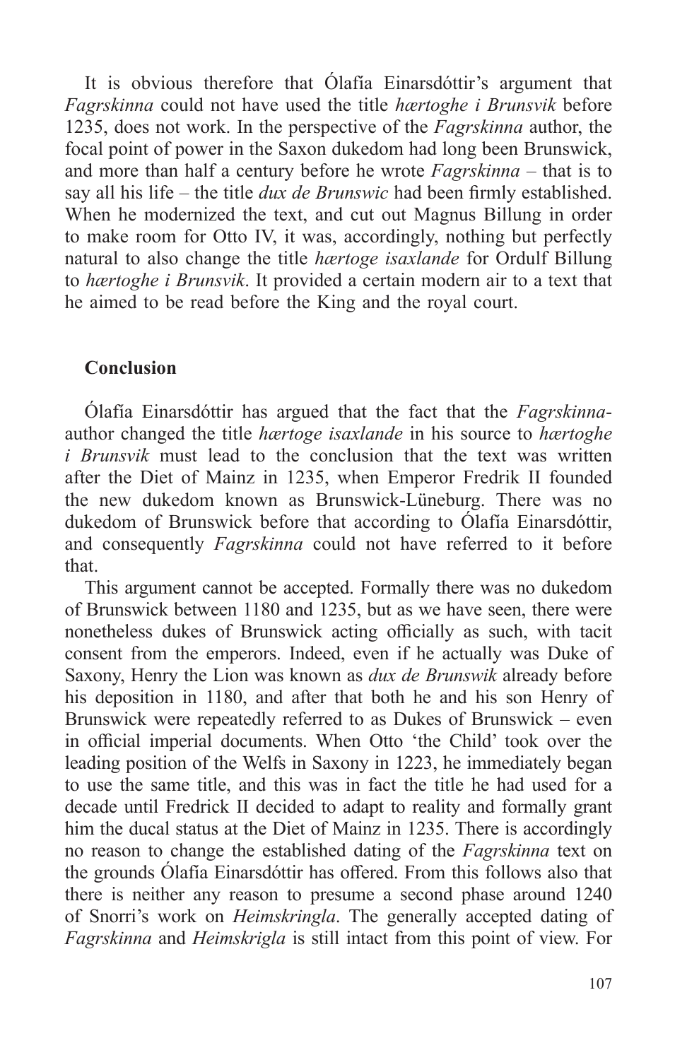It is obvious therefore that Ólafía Einarsdóttir's argument that *Fagrskinna* could not have used the title *hærtoghe i Brunsvik* before 1235, does not work. In the perspective of the *Fagrskinna* author, the focal point of power in the Saxon dukedom had long been Brunswick, and more than half a century before he wrote *Fagrskinna* – that is to say all his life – the title *dux de Brunswic* had been firmly established. When he modernized the text, and cut out Magnus Billung in order to make room for Otto IV, it was, accordingly, nothing but perfectly natural to also change the title *hærtoge isaxlande* for Ordulf Billung to *hærtoghe i Brunsvik*. It provided a certain modern air to a text that he aimed to be read before the King and the royal court.

## Conclusion

Ólafía Einarsdóttir has argued that the fact that the *Fagrskinna*-author changed the title *hærtoge isaxlande* in his source to *hærtoghe i Brunsvik* must lead to the conclusion that the text was written after the Diet of Mainz in 1235, when Emperor Fredrik II founded the new dukedom known as Brunswick-Lüneburg. There was no dukedom of Brunswick before that according to Ólafía Einarsdóttir, and consequently *Fagrskinna* could not have referred to it before that.

This argument cannot be accepted. Formally there was no dukedom of Brunswick between 1180 and 1235, but as we have seen, there were nonetheless dukes of Brunswick acting officially as such, with tacit consent from the emperors. Indeed, even if he actually was Duke of Saxony, Henry the Lion was known as *dux de Brunswik* already before his deposition in 1180, and after that both he and his son Henry of Brunswick were repeatedly referred to as Dukes of Brunswick – even in official imperial documents. When Otto 'the Child' took over the leading position of the Welfs in Saxony in 1223, he immediately began to use the same title, and this was in fact the title he had used for a decade until Fredrick II decided to adapt to reality and formally grant him the ducal status at the Diet of Mainz in 1235. There is accordingly no reason to change the established dating of the *Fagrskinna* text on the grounds Ólafía Einarsdóttir has offered. From this follows also that there is neither any reason to presume a second phase around 1240 of Snorri's work on *Heimskringla*. The generally accepted dating of *Fagrskinna* and *Heimskrigla* is still intact from this point of view. For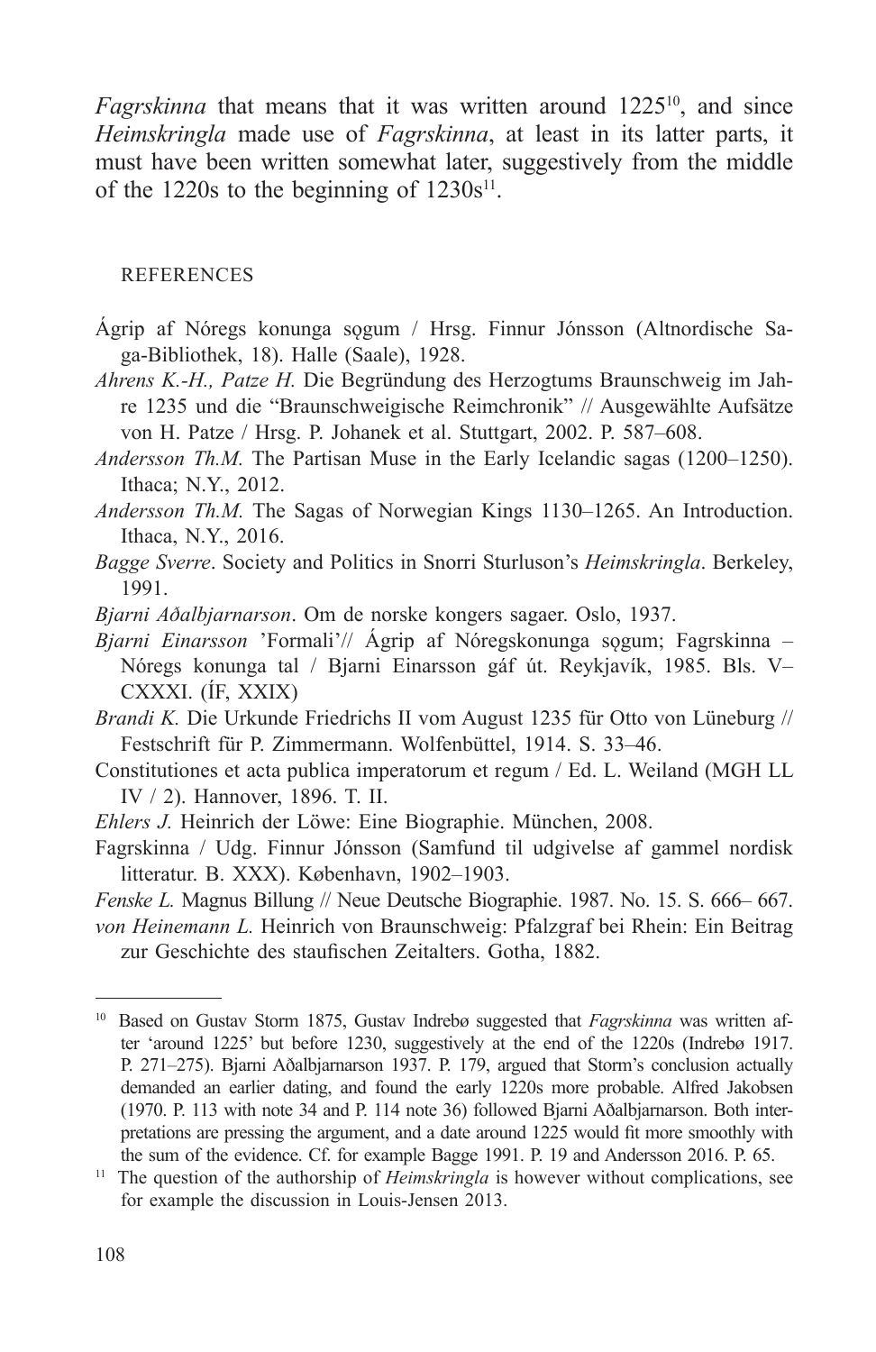*Fagrskinna* that means that it was written around 1225[10], and since *Heimskringla* made use of *Fagrskinna*, at least in its latter parts, it must have been written somewhat later, suggestively from the middle of the 1220s to the beginning of 1230s[11].

## REFERENCES

Ágrip af Nóregs konunga sǫgum / Hrsg. Finnur Jónsson (Altnordische Saga-Bibliothek, 18). Halle (Saale), 1928.

*Ahrens K.-H., Patze H.* Die Begründung des Herzogtums Braunschweig im Jahre 1235 und die "Braunschweigische Reimchronik" // Ausgewählte Aufsätze von H. Patze / Hrsg. P. Johanek et al. Stuttgart, 2002. P. 587–608.

*Andersson Th.M.* The Partisan Muse in the Early Icelandic sagas (1200–1250). Ithaca; N.Y., 2012.

*Andersson Th.M.* The Sagas of Norwegian Kings 1130–1265. An Introduction. Ithaca, N.Y., 2016.

*Bagge Sverre*. Society and Politics in Snorri Sturluson's *Heimskringla*. Berkeley, 1991.

*Bjarni Aðalbjarnarson*. Om de norske kongers sagaer. Oslo, 1937.

*Bjarni Einarsson* 'Formali'// Ágrip af Nóregskonunga sǫgum; Fagrskinna – Nóregs konunga tal / Bjarni Einarsson gáf út. Reykjavík, 1985. Bls. V–CXXXI. (ÍF, XXIX)

*Brandi K.* Die Urkunde Friedrichs II vom August 1235 für Otto von Lüneburg // Festschrift für P. Zimmermann. Wolfenbüttel, 1914. S. 33–46.

Constitutiones et acta publica imperatorum et regum / Ed. L. Weiland (MGH LL IV / 2). Hannover, 1896. T. II.

*Ehlers J.* Heinrich der Löwe: Eine Biographie. München, 2008.

Fagrskinna / Udg. Finnur Jónsson (Samfund til udgivelse af gammel nordisk litteratur. B. XXX). København, 1902–1903.

*Fenske L.* Magnus Billung // Neue Deutsche Biographie. 1987. No. 15. S. 666– 667.

*von Heinemann L.* Heinrich von Braunschweig: Pfalzgraf bei Rhein: Ein Beitrag zur Geschichte des staufischen Zeitalters. Gotha, 1882.

---

[10] Based on Gustav Storm 1875, Gustav Indrebø suggested that *Fagrskinna* was written after 'around 1225' but before 1230, suggestively at the end of the 1220s (Indrebø 1917. P. 271–275). Bjarni Aðalbjarnarson 1937. P. 179, argued that Storm's conclusion actually demanded an earlier dating, and found the early 1220s more probable. Alfred Jakobsen (1970. P. 113 with note 34 and P. 114 note 36) followed Bjarni Aðalbjarnarson. Both interpretations are pressing the argument, and a date around 1225 would fit more smoothly with the sum of the evidence. Cf. for example Bagge 1991. P. 19 and Andersson 2016. P. 65.

[11] The question of the authorship of *Heimskringla* is however without complications, see for example the discussion in Louis-Jensen 2013.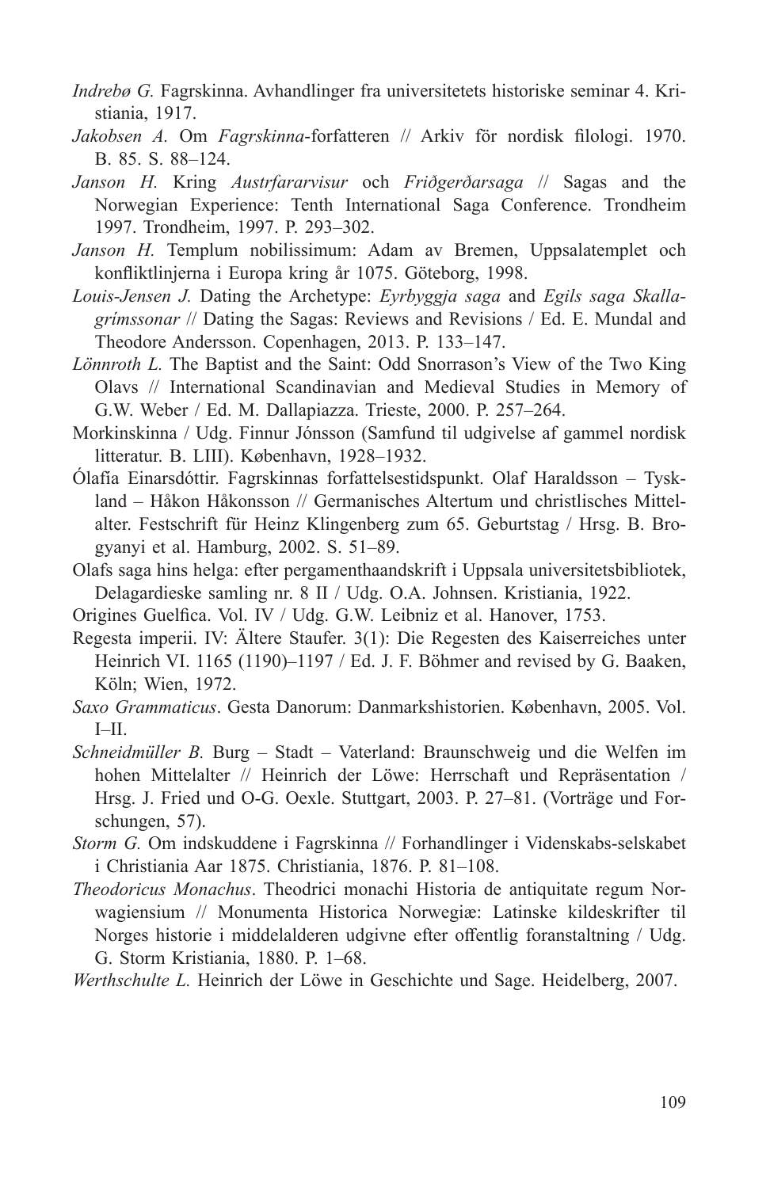*Indrebø G.* Fagrskinna. Avhandlinger fra universitetets historiske seminar 4. Kristiania, 1917.

*Jakobsen A.* Om *Fagrskinna*-forfatteren // Arkiv för nordisk filologi. 1970. B. 85. S. 88–124.

*Janson H.* Kring *Austrfararvisur* och *Friðgerðarsaga* // Sagas and the Norwegian Experience: Tenth International Saga Conference. Trondheim 1997. Trondheim, 1997. P. 293–302.

*Janson H.* Templum nobilissimum: Adam av Bremen, Uppsalatemplet och konfliktlinjerna i Europa kring år 1075. Göteborg, 1998.

*Louis-Jensen J.* Dating the Archetype: *Eyrbyggja saga* and *Egils saga Skallagrímssonar* // Dating the Sagas: Reviews and Revisions / Ed. E. Mundal and Theodore Andersson. Copenhagen, 2013. P. 133–147.

*Lönnroth L.* The Baptist and the Saint: Odd Snorrason's View of the Two King Olavs // International Scandinavian and Medieval Studies in Memory of G.W. Weber / Ed. M. Dallapiazza. Trieste, 2000. P. 257–264.

Morkinskinna / Udg. Finnur Jónsson (Samfund til udgivelse af gammel nordisk litteratur. B. LIII). København, 1928–1932.

Ólafía Einarsdóttir. Fagrskinnas forfattelsestidspunkt. Olaf Haraldsson – Tyskland – Håkon Håkonsson // Germanisches Altertum und christlisches Mittelalter. Festschrift für Heinz Klingenberg zum 65. Geburtstag / Hrsg. B. Brogyanyi et al. Hamburg, 2002. S. 51–89.

Olafs saga hins helga: efter pergamenthaandskrift i Uppsala universitetsbibliotek, Delagardieske samling nr. 8 II / Udg. O.A. Johnsen. Kristiania, 1922.

Origines Guelfica. Vol. IV / Udg. G.W. Leibniz et al. Hanover, 1753.

Regesta imperii. IV: Ältere Staufer. 3(1): Die Regesten des Kaiserreiches unter Heinrich VI. 1165 (1190)–1197 / Ed. J. F. Böhmer and revised by G. Baaken, Köln; Wien, 1972.

*Saxo Grammaticus*. Gesta Danorum: Danmarkshistorien. København, 2005. Vol. I–II.

*Schneidmüller B.* Burg – Stadt – Vaterland: Braunschweig und die Welfen im hohen Mittelalter // Heinrich der Löwe: Herrschaft und Repräsentation / Hrsg. J. Fried und O-G. Oexle. Stuttgart, 2003. P. 27–81. (Vorträge und Forschungen, 57).

*Storm G.* Om indskuddene i Fagrskinna // Forhandlinger i Videnskabs-selskabet i Christiania Aar 1875. Christiania, 1876. P. 81–108.

*Theodoricus Monachus*. Theodrici monachi Historia de antiquitate regum Norwagiensium // Monumenta Historica Norwegiæ: Latinske kildeskrifter til Norges historie i middelalderen udgivne efter offentlig foranstaltning / Udg. G. Storm Kristiania, 1880. P. 1–68.

*Werthschulte L.* Heinrich der Löwe in Geschichte und Sage. Heidelberg, 2007.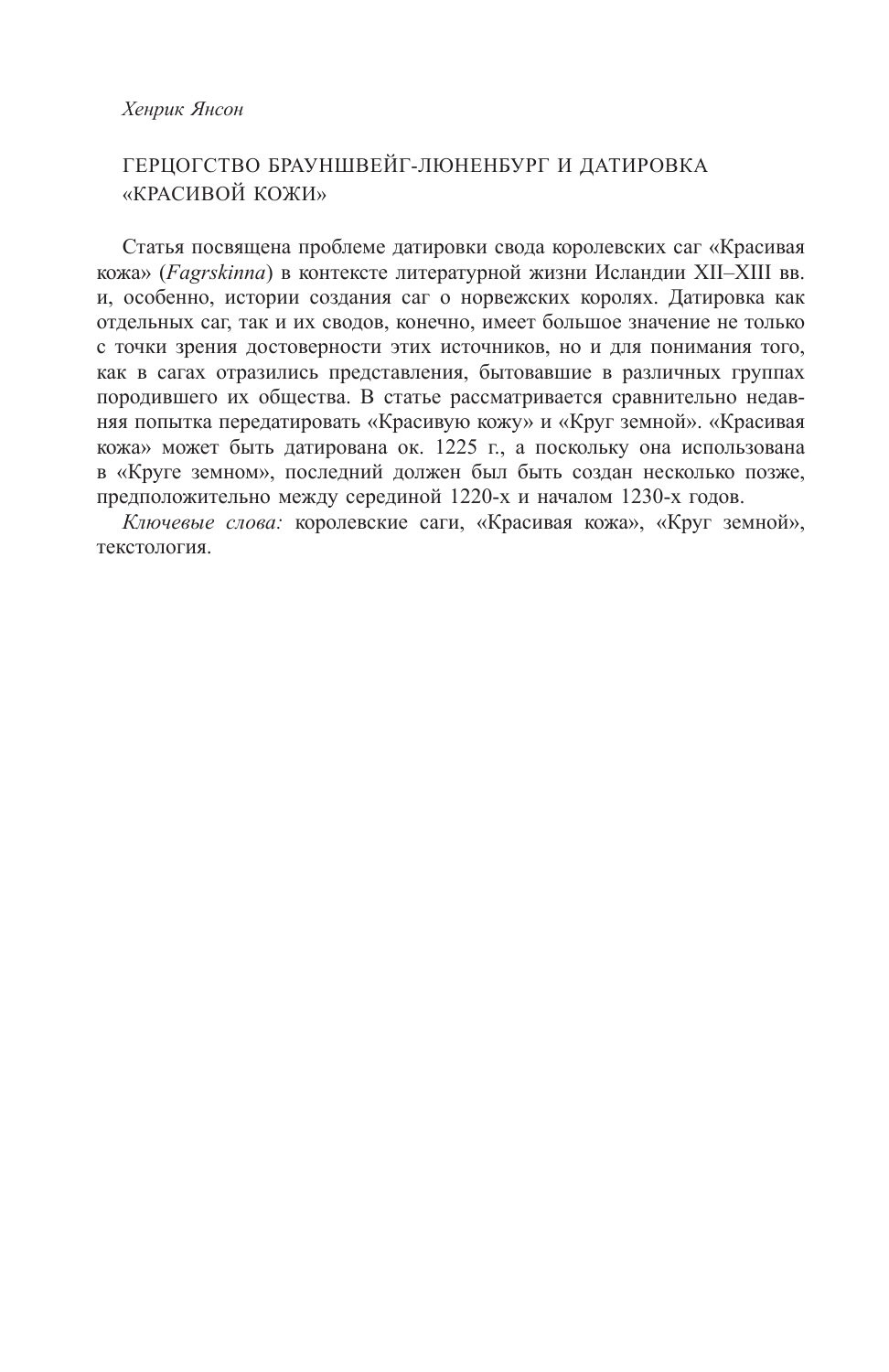*Хенрик Янсон*

## ГЕРЦОГСТВО БРАУНШВЕЙГ-ЛЮНЕНБУРГ И ДАТИРОВКА «КРАСИВОЙ КОЖИ»

Статья посвящена проблеме датировки свода королевских саг «Красивая кожа» (*Fagrskinna*) в контексте литературной жизни Исландии XII–XIII вв. и, особенно, истории создания саг о норвежских королях. Датировка как отдельных саг, так и их сводов, конечно, имеет большое значение не только с точки зрения достоверности этих источников, но и для понимания того, как в сагах отразились представления, бытовавшие в различных группах породившего их общества. В статье рассматривается сравнительно недавняя попытка передатировать «Красивую кожу» и «Круг земной». «Красивая кожа» может быть датирована ок. 1225 г., а поскольку она использована в «Круге земном», последний должен был быть создан несколько позже, предположительно между серединой 1220-х и началом 1230-х годов.

*Ключевые слова:* королевские саги, «Красивая кожа», «Круг земной», текстология.